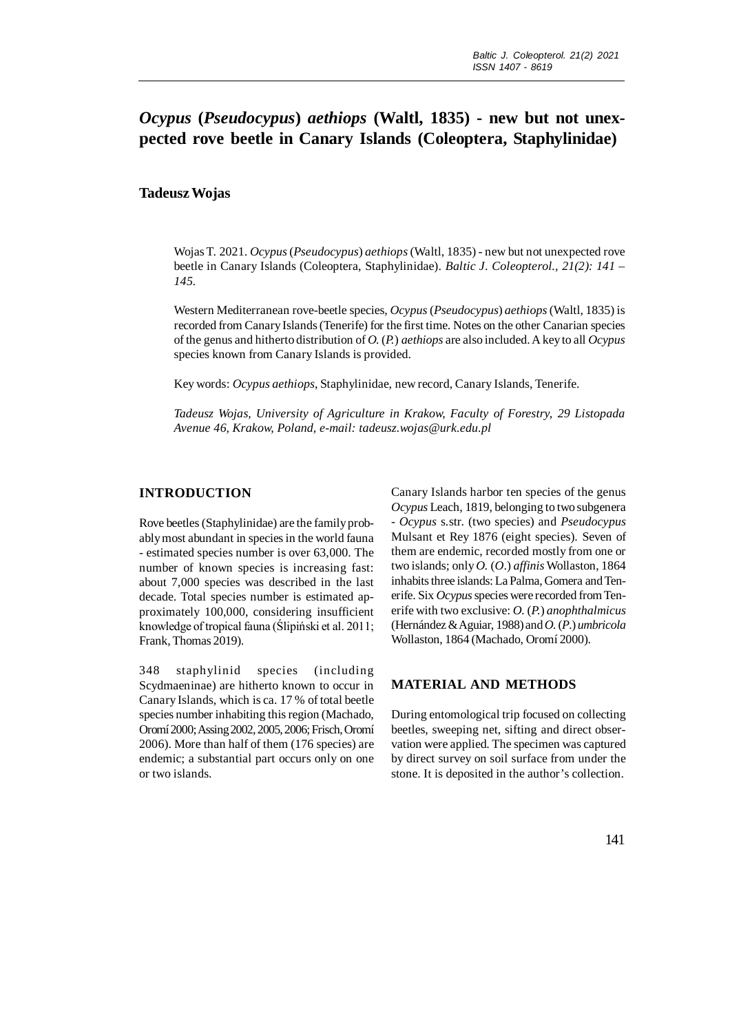# *Ocypus* (*Pseudocypus*) *aethiops* (Waltl, 1835) - new but not unexpected rove beetle in Canary Islands (Coleoptera, Staphylinidae)

**Tadeusz Wojas**

Wojas T. 2021. *Ocypus* (*Pseudocypus*) *aethiops* (Waltl, 1835) - new but not unexpected rove beetle in Canary Islands (Coleoptera, Staphylinidae). *Baltic J. Coleopterol., 21(2): 141 – 145.*

Western Mediterranean rove-beetle species, *Ocypus* (*Pseudocypus*) *aethiops* (Waltl, 1835) is recorded from Canary Islands (Tenerife) for the first time. Notes on the other Canarian species of the genus and hitherto distribution of *O.* (*P.*) *aethiops* are also included. A key to all *Ocypus* species known from Canary Islands is provided.

Key words: *Ocypus aethiops*, Staphylinidae, new record, Canary Islands, Tenerife.

*Tadeusz Wojas, University of Agriculture in Krakow, Faculty of Forestry, 29 Listopada Avenue 46, Krakow, Poland, e-mail: tadeusz.wojas@urk.edu.pl*

## INTRODUCTION

Rove beetles (Staphylinidae) are the family probably most abundant in species in the world fauna - estimated species number is over 63,000. The number of known species is increasing fast: about 7,000 species was described in the last decade. Total species number is estimated approximately 100,000, considering insufficient knowledge of tropical fauna (Ślipiński et al. 2011; Frank, Thomas 2019).

348 staphylinid species (including Scydmaeninae) are hitherto known to occur in Canary Islands, which is ca. 17 % of total beetle species number inhabiting this region (Machado, Oromí 2000; Assing 2002, 2005, 2006; Frisch, Oromí 2006). More than half of them (176 species) are endemic; a substantial part occurs only on one or two islands.

Canary Islands harbor ten species of the genus *Ocypus* Leach, 1819, belonging to two subgenera - *Ocypus* s.str. (two species) and *Pseudocypus* Mulsant et Rey 1876 (eight species). Seven of them are endemic, recorded mostly from one or two islands; only *O.* (*O.*) *affinis* Wollaston, 1864 inhabits three islands: La Palma, Gomera and Tenerife. Six *Ocypus* species were recorded from Tenerife with two exclusive: *O.* (*P.*) *anophthalmicus* (Hernández & Aguiar, 1988) and *O.* (*P.*) *umbricola* Wollaston, 1864 (Machado, Oromí 2000).

## MATERIAL AND METHODS

During entomological trip focused on collecting beetles, sweeping net, sifting and direct observation were applied. The specimen was captured by direct survey on soil surface from under the stone. It is deposited in the author's collection.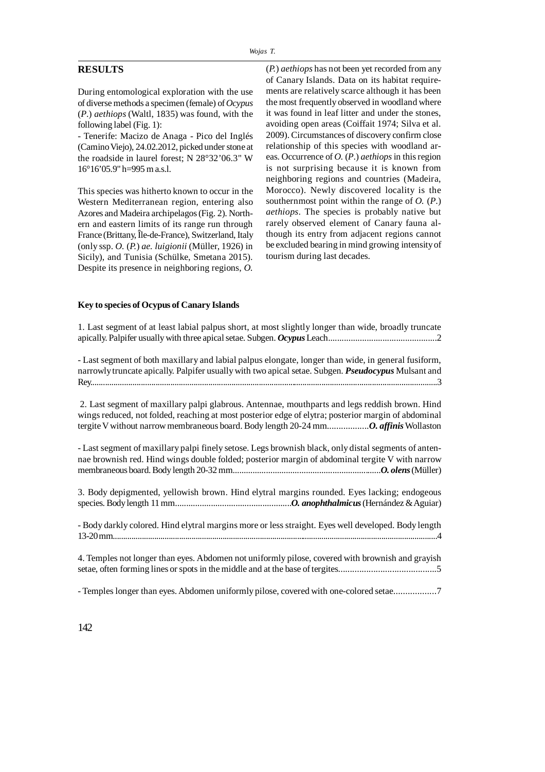## RESULTS

During entomological exploration with the use of diverse methods a specimen (female) of *Ocypus* (*P.*) *aethiops* (Waltl, 1835) was found, with the following label (Fig. 1):

- Tenerife: Macizo de Anaga - Pico del Inglés (Camino Viejo), 24.02.2012, picked under stone at the roadside in laurel forest; N 28°32'06.3" W 16°16'05.9" h=995 m a.s.l.

This species was hitherto known to occur in the Western Mediterranean region, entering also Azores and Madeira archipelagos (Fig. 2). Northern and eastern limits of its range run through France (Brittany, Île-de-France), Switzerland, Italy (only ssp. *O.* (*P.*) *ae. luigionii* (Müller, 1926) in Sicily), and Tunisia (Schülke, Smetana 2015). Despite its presence in neighboring regions, *O.* (*P.*) *aethiops* has not been yet recorded from any of Canary Islands. Data on its habitat requirements are relatively scarce although it has been the most frequently observed in woodland where it was found in leaf litter and under the stones, avoiding open areas (Coiffait 1974; Silva et al. 2009). Circumstances of discovery confirm close relationship of this species with woodland areas. Occurrence of *O.* (*P.*) *aethiops* in this region is not surprising because it is known from neighboring regions and countries (Madeira, Morocco). Newly discovered locality is the southernmost point within the range of *O.* (*P.*) *aethiops*. The species is probably native but rarely observed element of Canary fauna although its entry from adjacent regions cannot be excluded bearing in mind growing intensity of tourism during last decades.

### Key to species of Ocypus of Canary Islands

1. Last segment of at least labial palpus short, at most slightly longer than wide, broadly truncate apically. Palpifer usually with three apical setae. Subgen. ***Ocypus*** Leach................................................2

- Last segment of both maxillary and labial palpus elongate, longer than wide, in general fusiform, narrowly truncate apically. Palpifer usually with two apical setae. Subgen. ***Pseudocypus*** Mulsant and Rey....................................................................................................................................................3

2. Last segment of maxillary palpi glabrous. Antennae, mouthparts and legs reddish brown. Hind wings reduced, not folded, reaching at most posterior edge of elytra; posterior margin of abdominal tergite V without narrow membraneous board. Body length 20-24 mm..................***O. affinis*** Wollaston

- Last segment of maxillary palpi finely setose. Legs brownish black, only distal segments of antennae brownish red. Hind wings double folded; posterior margin of abdominal tergite V with narrow membraneous board. Body length 20-32 mm..................................................................***O. olens*** (Müller)

3. Body depigmented, yellowish brown. Hind elytral margins rounded. Eyes lacking; endogeous species. Body length 11 mm...................................................***O. anophthalmicus*** (Hernández & Aguiar)

- Body darkly colored. Hind elytral margins more or less straight. Eyes well developed. Body length 13-20 mm...........................................................................................................................................4

4. Temples not longer than eyes. Abdomen not uniformly pilose, covered with brownish and grayish setae, often forming lines or spots in the middle and at the base of tergites..........................................5

- Temples longer than eyes. Abdomen uniformly pilose, covered with one-colored setae.................7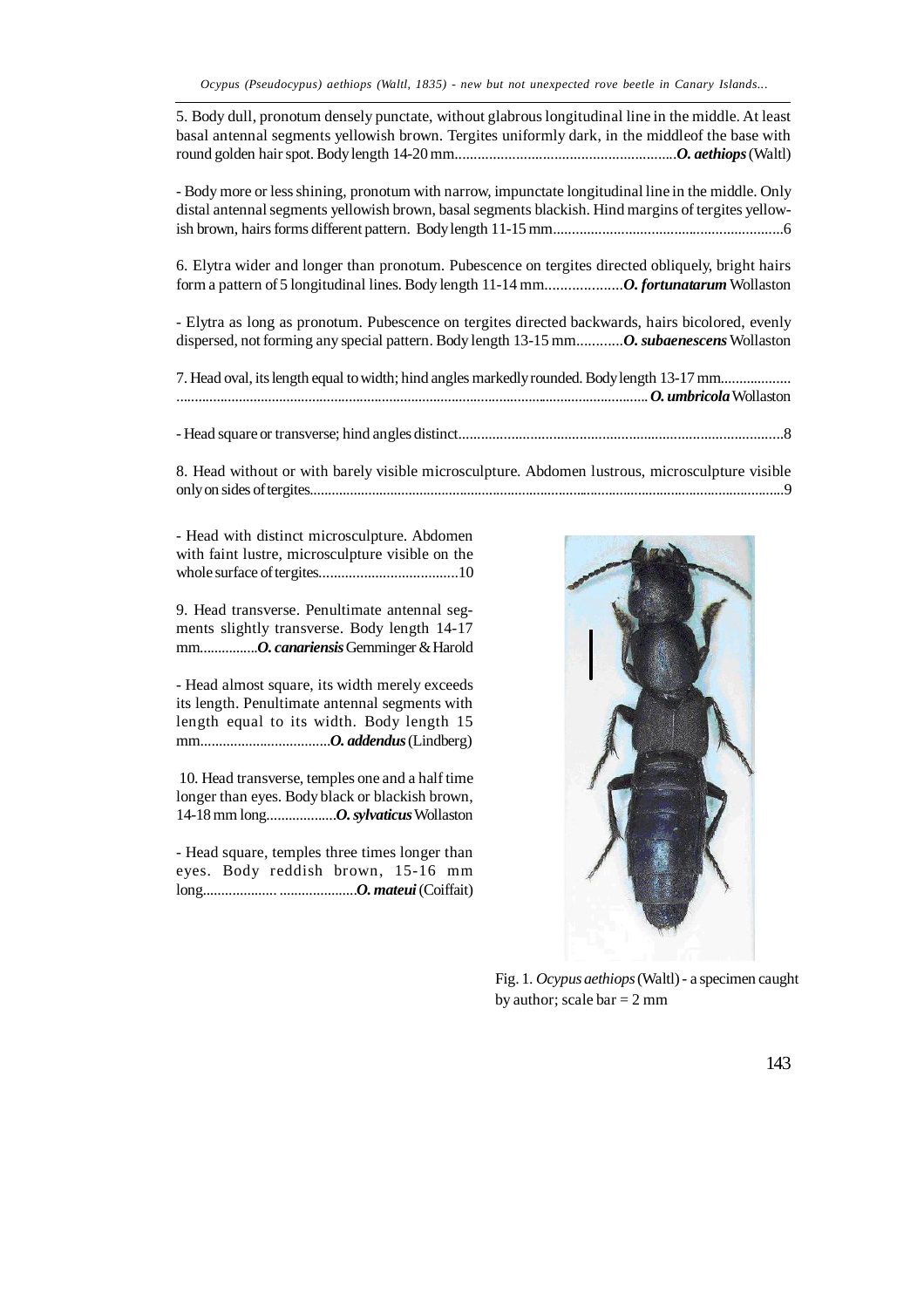5. Body dull, pronotum densely punctate, without glabrous longitudinal line in the middle. At least basal antennal segments yellowish brown. Tergites uniformly dark, in the middleof the base with round golden hair spot. Body length 14-20 mm.........................................................***O. aethiops*** (Waltl)

- Body more or less shining, pronotum with narrow, impunctate longitudinal line in the middle. Only distal antennal segments yellowish brown, basal segments blackish. Hind margins of tergites yellowish brown, hairs forms different pattern. Body length 11-15 mm............................................................6

6. Elytra wider and longer than pronotum. Pubescence on tergites directed obliquely, bright hairs form a pattern of 5 longitudinal lines. Body length 11-14 mm....................***O. fortunatarum*** Wollaston

- Elytra as long as pronotum. Pubescence on tergites directed backwards, hairs bicolored, evenly dispersed, not forming any special pattern. Body length 13-15 mm............***O. subaenescens*** Wollaston

7. Head oval, its length equal to width; hind angles markedly rounded. Body length 13-17 mm.................. ..........................................................................................................................***O. umbricola*** Wollaston

- Head square or transverse; hind angles distinct......................................................................................8

8. Head without or with barely visible microsculpture. Abdomen lustrous, microsculpture visible only on sides of tergites.........................................................................................................................9

- Head with distinct microsculpture. Abdomen with faint lustre, microsculpture visible on the whole surface of tergites....................................10

9. Head transverse. Penultimate antennal segments slightly transverse. Body length 14-17 mm...............***O. canariensis*** Gemminger & Harold

- Head almost square, its width merely exceeds its length. Penultimate antennal segments with length equal to its width. Body length 15 mm..................................***O. addendus*** (Lindberg)

10. Head transverse, temples one and a half time longer than eyes. Body black or blackish brown, 14-18 mm long..................***O. sylvaticus*** Wollaston

- Head square, temples three times longer than eyes. Body reddish brown, 15-16 mm long.................... ....................***O. mateui*** (Coiffait)

Fig. 1. *Ocypus aethiops* (Waltl) - a specimen caught by author; scale bar = 2 mm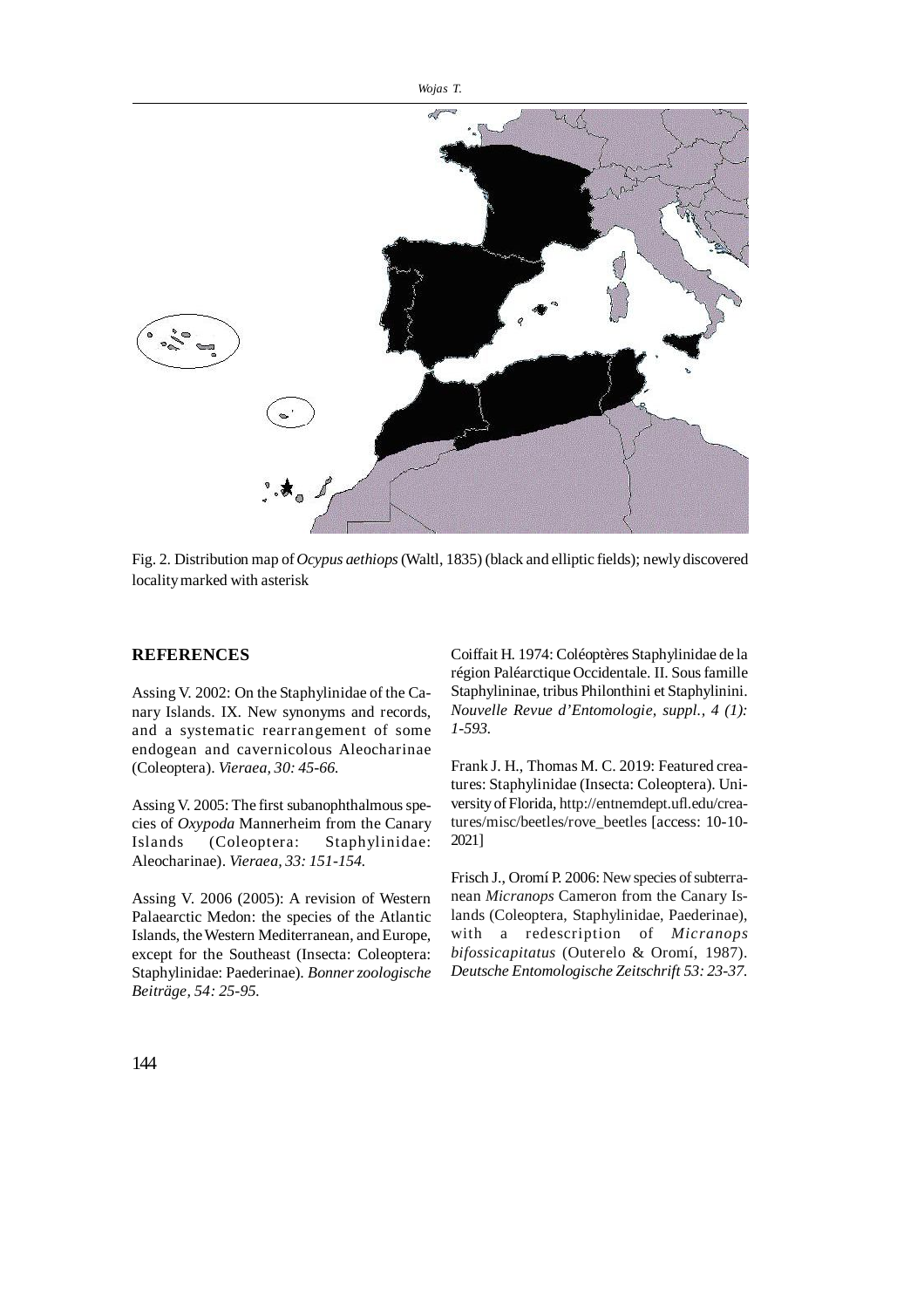Fig. 2. Distribution map of *Ocypus aethiops* (Waltl, 1835) (black and elliptic fields); newly discovered locality marked with asterisk

## REFERENCES

Assing V. 2002: On the Staphylinidae of the Canary Islands. IX. New synonyms and records, and a systematic rearrangement of some endogean and cavernicolous Aleocharinae (Coleoptera). *Vieraea, 30: 45-66.*

Assing V. 2005: The first subanophthalmous species of *Oxypoda* Mannerheim from the Canary Islands (Coleoptera: Staphylinidae: Aleocharinae). *Vieraea, 33: 151-154.*

Assing V. 2006 (2005): A revision of Western Palaearctic Medon: the species of the Atlantic Islands, the Western Mediterranean, and Europe, except for the Southeast (Insecta: Coleoptera: Staphylinidae: Paederinae). *Bonner zoologische Beiträge, 54: 25-95.*

Coiffait H. 1974: Coléoptères Staphylinidae de la région Paléarctique Occidentale. II. Sous famille Staphylininae, tribus Philonthini et Staphylinini. *Nouvelle Revue d'Entomologie, suppl., 4 (1): 1-593.*

Frank J. H., Thomas M. C. 2019: Featured creatures: Staphylinidae (Insecta: Coleoptera). University of Florida, http://entnemdept.ufl.edu/creatures/misc/beetles/rove_beetles [access: 10-10-2021]

Frisch J., Oromí P. 2006: New species of subterranean *Micranops* Cameron from the Canary Islands (Coleoptera, Staphylinidae, Paederinae), with a redescription of *Micranops bifossicapitatus* (Outerelo & Oromí, 1987). *Deutsche Entomologische Zeitschrift 53: 23-37.*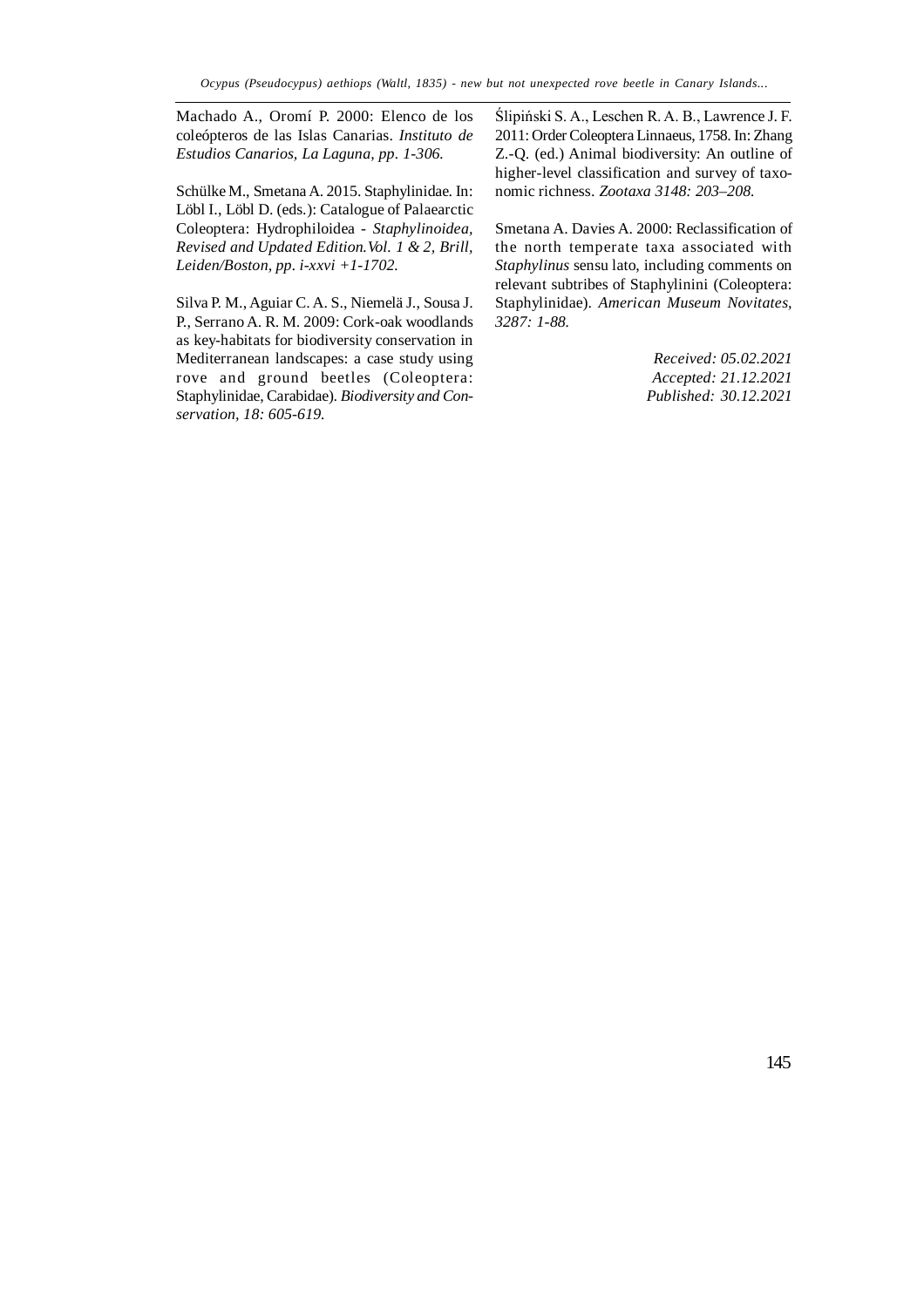Machado A., Oromí P. 2000: Elenco de los coleópteros de las Islas Canarias. *Instituto de Estudios Canarios, La Laguna, pp. 1-306.*

Schülke M., Smetana A. 2015. Staphylinidae. In: Löbl I., Löbl D. (eds.): Catalogue of Palaearctic Coleoptera: Hydrophiloidea - *Staphylinoidea, Revised and Updated Edition.Vol. 1 & 2, Brill, Leiden/Boston, pp. i-xxvi +1-1702.*

Silva P. M., Aguiar C. A. S., Niemelä J., Sousa J. P., Serrano A. R. M. 2009: Cork-oak woodlands as key-habitats for biodiversity conservation in Mediterranean landscapes: a case study using rove and ground beetles (Coleoptera: Staphylinidae, Carabidae). *Biodiversity and Conservation, 18: 605-619.*

Ślipiński S. A., Leschen R. A. B., Lawrence J. F. 2011: Order Coleoptera Linnaeus, 1758. In: Zhang Z.-Q. (ed.) Animal biodiversity: An outline of higher-level classification and survey of taxonomic richness. *Zootaxa 3148: 203–208.*

Smetana A. Davies A. 2000: Reclassification of the north temperate taxa associated with *Staphylinus* sensu lato, including comments on relevant subtribes of Staphylinini (Coleoptera: Staphylinidae). *American Museum Novitates, 3287: 1-88.*

*Received: 05.02.2021*
*Accepted: 21.12.2021*
*Published: 30.12.2021*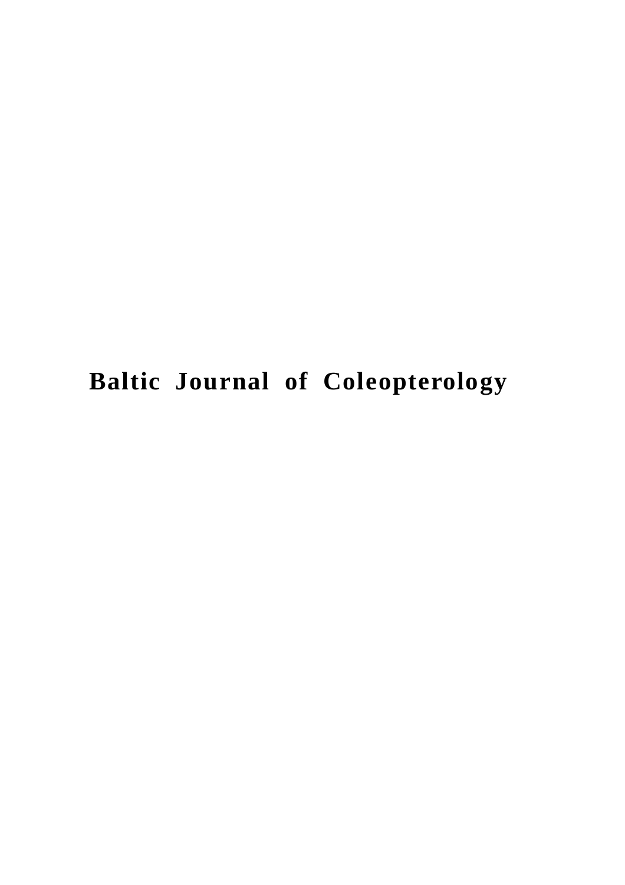**Baltic Journal of Coleopterology**